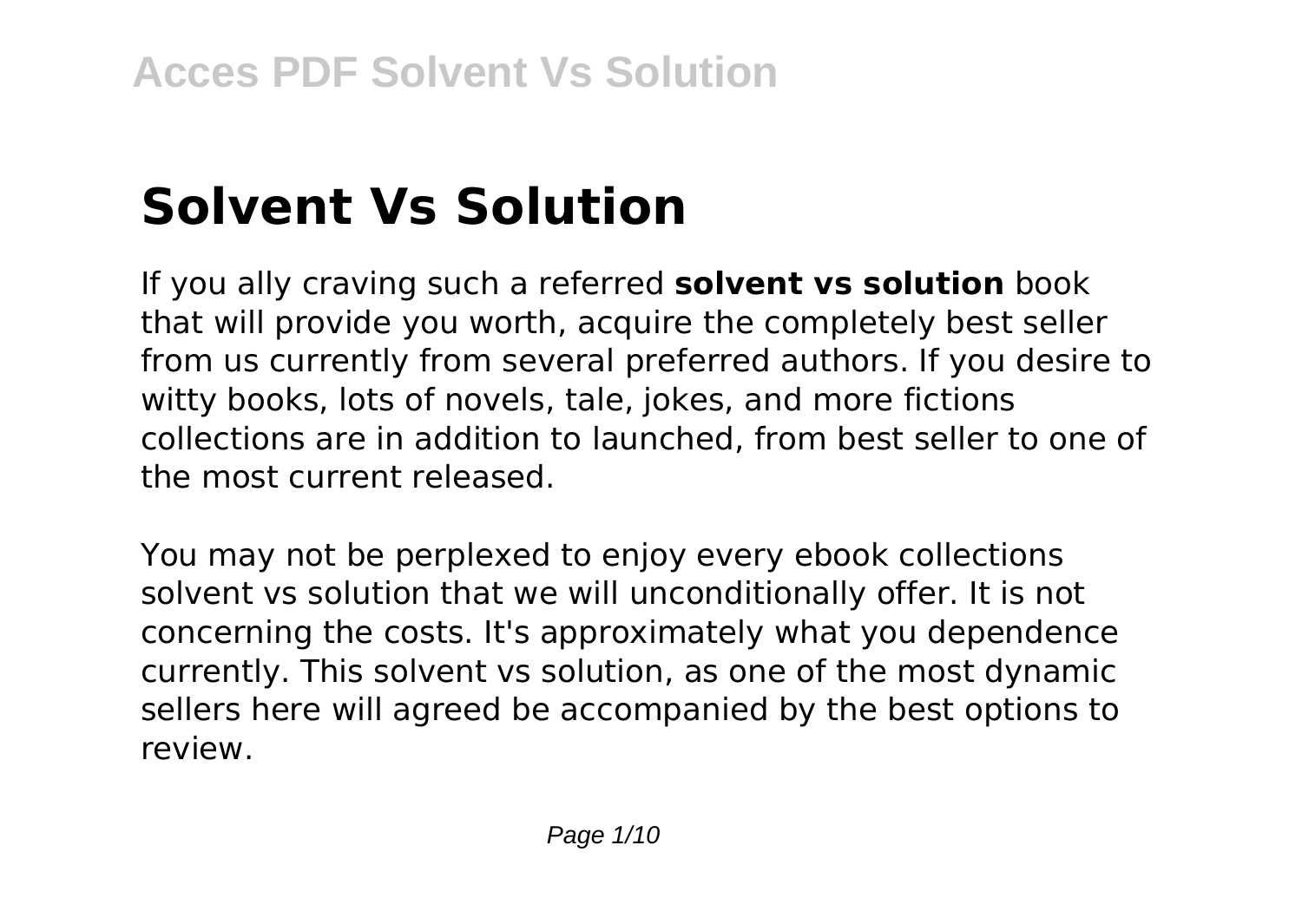# Solvent Vs Solution

If you ally craving such a referred **solvent vs solution** book that will provide you worth, acquire the completely best seller from us currently from several preferred authors. If you desire to witty books, lots of novels, tale, jokes, and more fictions collections are in addition to launched, from best seller to one of the most current released.

You may not be perplexed to enjoy every ebook collections solvent vs solution that we will unconditionally offer. It is not concerning the costs. It's approximately what you dependence currently. This solvent vs solution, as one of the most dynamic sellers here will agreed be accompanied by the best options to review.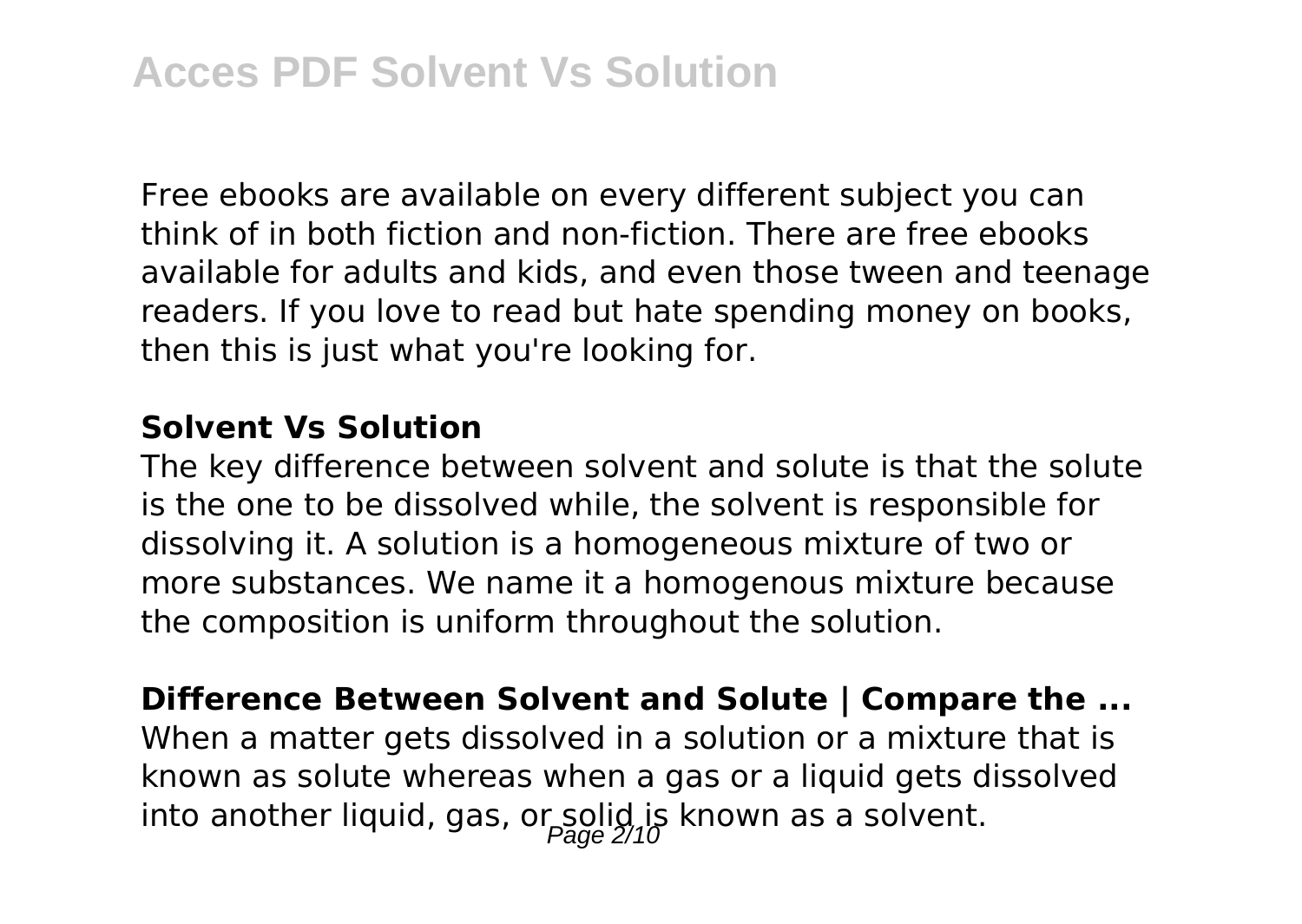Free ebooks are available on every different subject you can think of in both fiction and non-fiction. There are free ebooks available for adults and kids, and even those tween and teenage readers. If you love to read but hate spending money on books, then this is just what you're looking for.

### Solvent Vs Solution

The key difference between solvent and solute is that the solute is the one to be dissolved while, the solvent is responsible for dissolving it. A solution is a homogeneous mixture of two or more substances. We name it a homogenous mixture because the composition is uniform throughout the solution.

### Difference Between Solvent and Solute | Compare the ...

When a matter gets dissolved in a solution or a mixture that is known as solute whereas when a gas or a liquid gets dissolved into another liquid, gas, or solid is known as a solvent.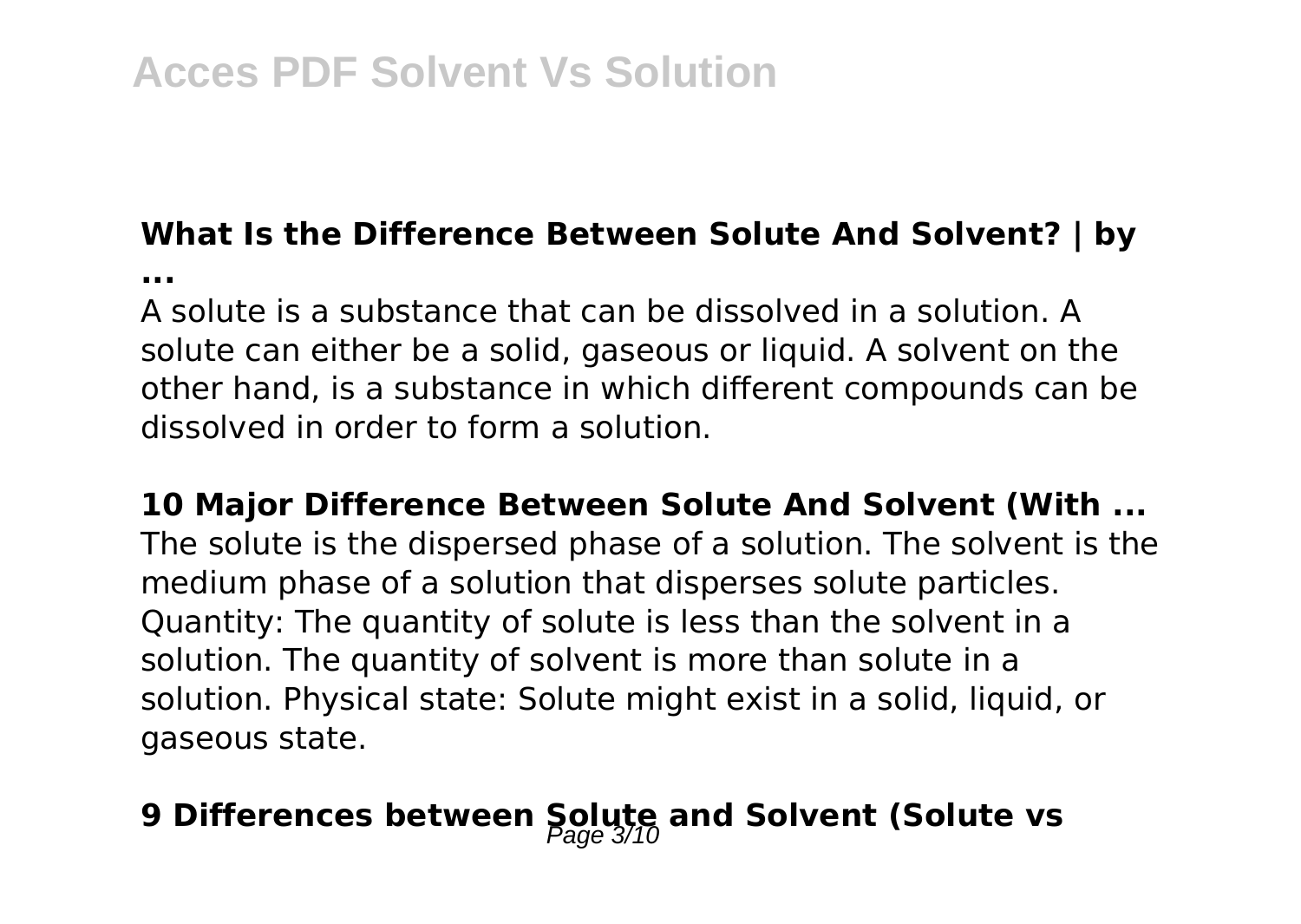### What Is the Difference Between Solute And Solvent? | by ...

A solute is a substance that can be dissolved in a solution. A solute can either be a solid, gaseous or liquid. A solvent on the other hand, is a substance in which different compounds can be dissolved in order to form a solution.

### 10 Major Difference Between Solute And Solvent (With ...

The solute is the dispersed phase of a solution. The solvent is the medium phase of a solution that disperses solute particles. Quantity: The quantity of solute is less than the solvent in a solution. The quantity of solvent is more than solute in a solution. Physical state: Solute might exist in a solid, liquid, or gaseous state.

### 9 Differences between Solute and Solvent (Solute vs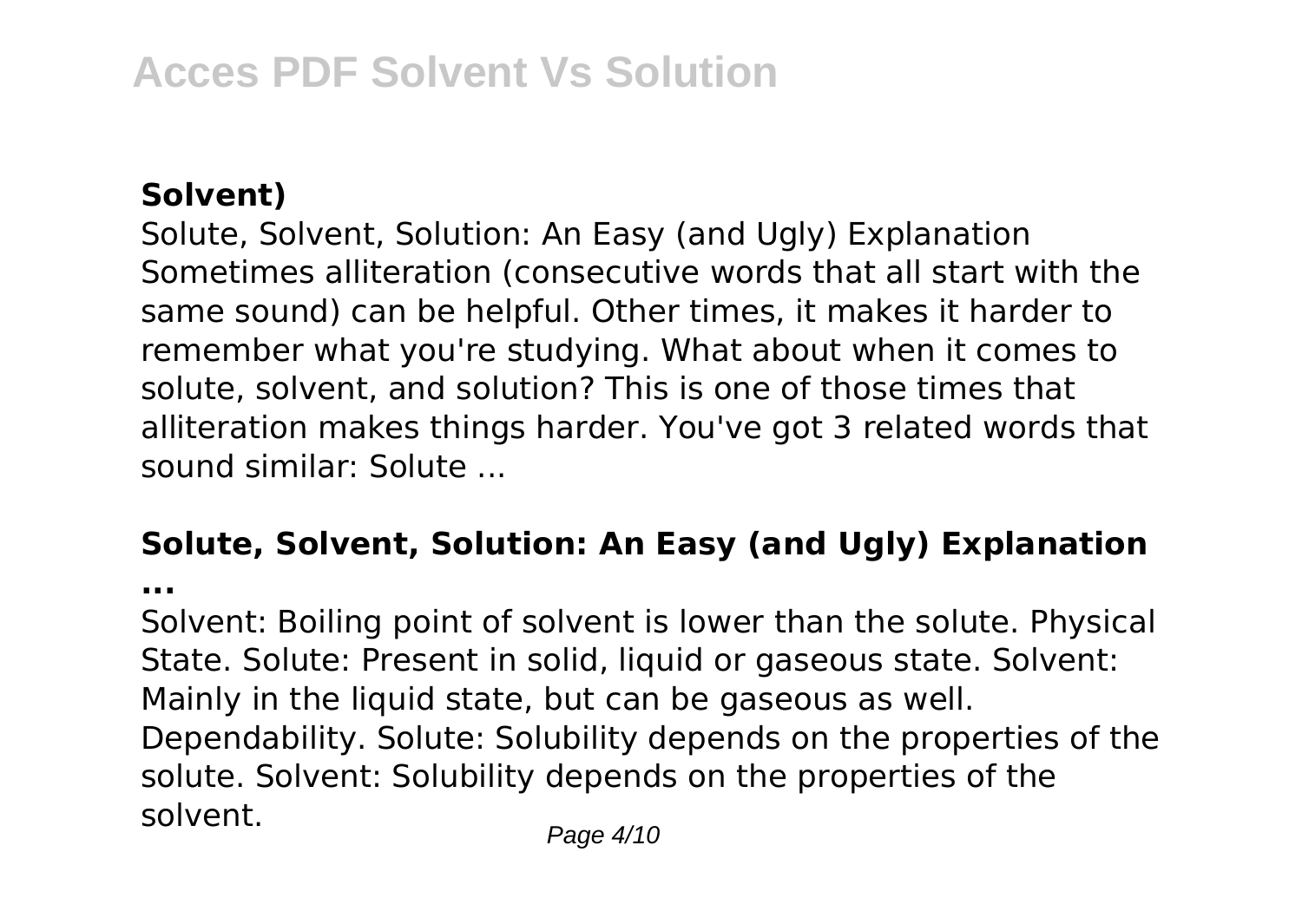**Solvent)**

Solute, Solvent, Solution: An Easy (and Ugly) Explanation Sometimes alliteration (consecutive words that all start with the same sound) can be helpful. Other times, it makes it harder to remember what you're studying. What about when it comes to solute, solvent, and solution? This is one of those times that alliteration makes things harder. You've got 3 related words that sound similar: Solute ...

## **Solute, Solvent, Solution: An Easy (and Ugly) Explanation ...**

Solvent: Boiling point of solvent is lower than the solute. Physical State. Solute: Present in solid, liquid or gaseous state. Solvent: Mainly in the liquid state, but can be gaseous as well. Dependability. Solute: Solubility depends on the properties of the solute. Solvent: Solubility depends on the properties of the solvent.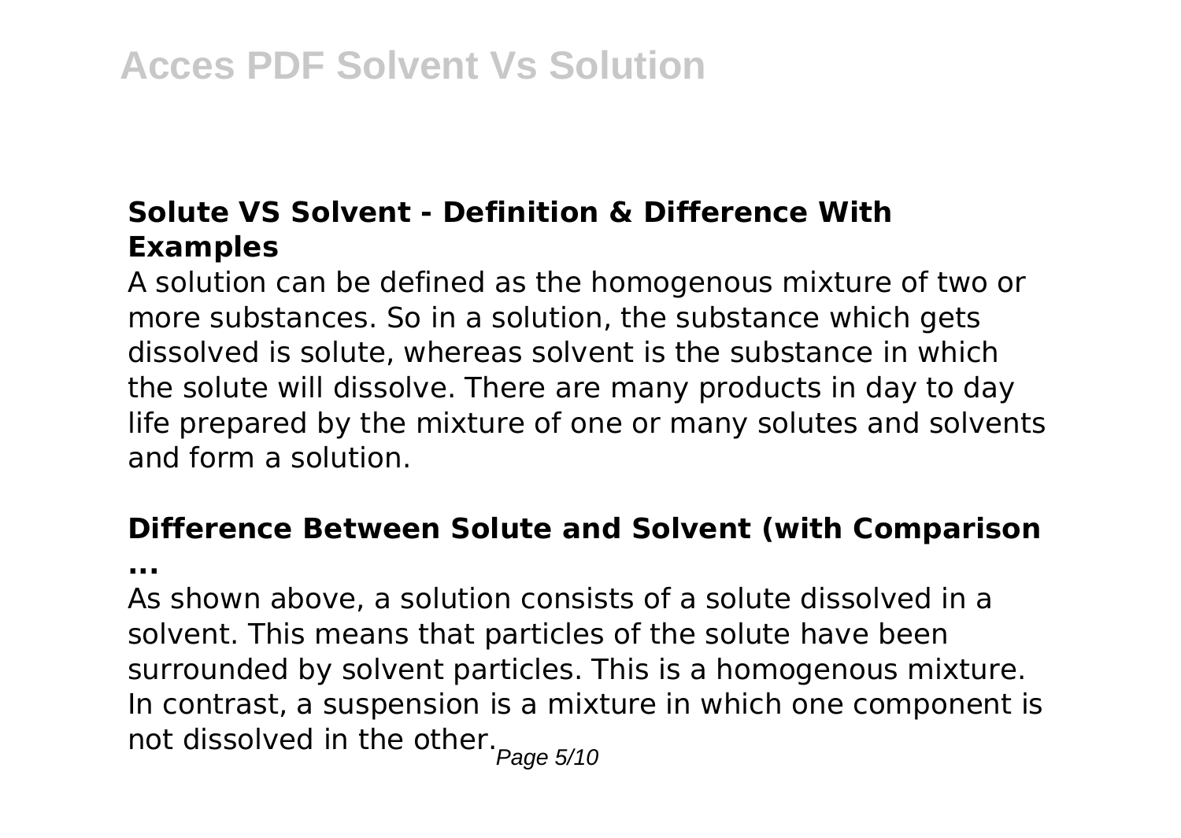### Solute VS Solvent - Definition & Difference With Examples

A solution can be defined as the homogenous mixture of two or more substances. So in a solution, the substance which gets dissolved is solute, whereas solvent is the substance in which the solute will dissolve. There are many products in day to day life prepared by the mixture of one or many solutes and solvents and form a solution.

### Difference Between Solute and Solvent (with Comparison ...

As shown above, a solution consists of a solute dissolved in a solvent. This means that particles of the solute have been surrounded by solvent particles. This is a homogenous mixture. In contrast, a suspension is a mixture in which one component is not dissolved in the other.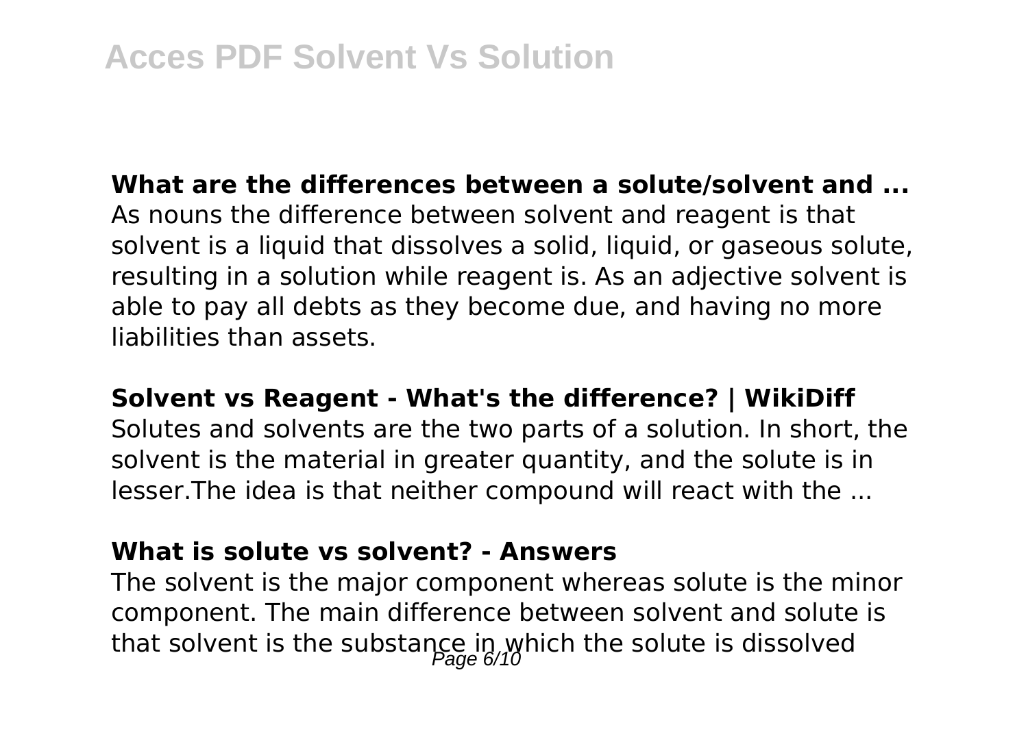**What are the differences between a solute/solvent and ...**

As nouns the difference between solvent and reagent is that solvent is a liquid that dissolves a solid, liquid, or gaseous solute, resulting in a solution while reagent is. As an adjective solvent is able to pay all debts as they become due, and having no more liabilities than assets.

**Solvent vs Reagent - What's the difference? | WikiDiff**

Solutes and solvents are the two parts of a solution. In short, the solvent is the material in greater quantity, and the solute is in lesser.The idea is that neither compound will react with the ...

**What is solute vs solvent? - Answers**

The solvent is the major component whereas solute is the minor component. The main difference between solvent and solute is that solvent is the substance in which the solute is dissolved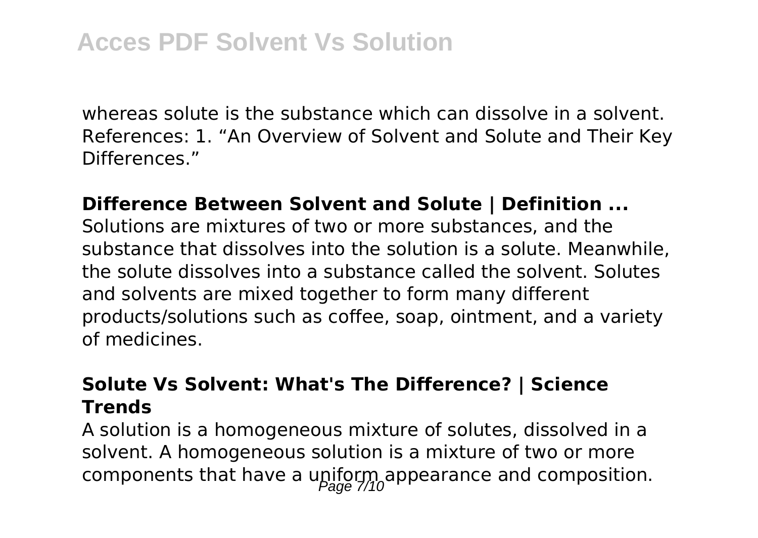whereas solute is the substance which can dissolve in a solvent. References: 1. “An Overview of Solvent and Solute and Their Key Differences.”

**Difference Between Solvent and Solute | Definition ...**

Solutions are mixtures of two or more substances, and the substance that dissolves into the solution is a solute. Meanwhile, the solute dissolves into a substance called the solvent. Solutes and solvents are mixed together to form many different products/solutions such as coffee, soap, ointment, and a variety of medicines.

**Solute Vs Solvent: What's The Difference? | Science Trends**

A solution is a homogeneous mixture of solutes, dissolved in a solvent. A homogeneous solution is a mixture of two or more components that have a uniform appearance and composition.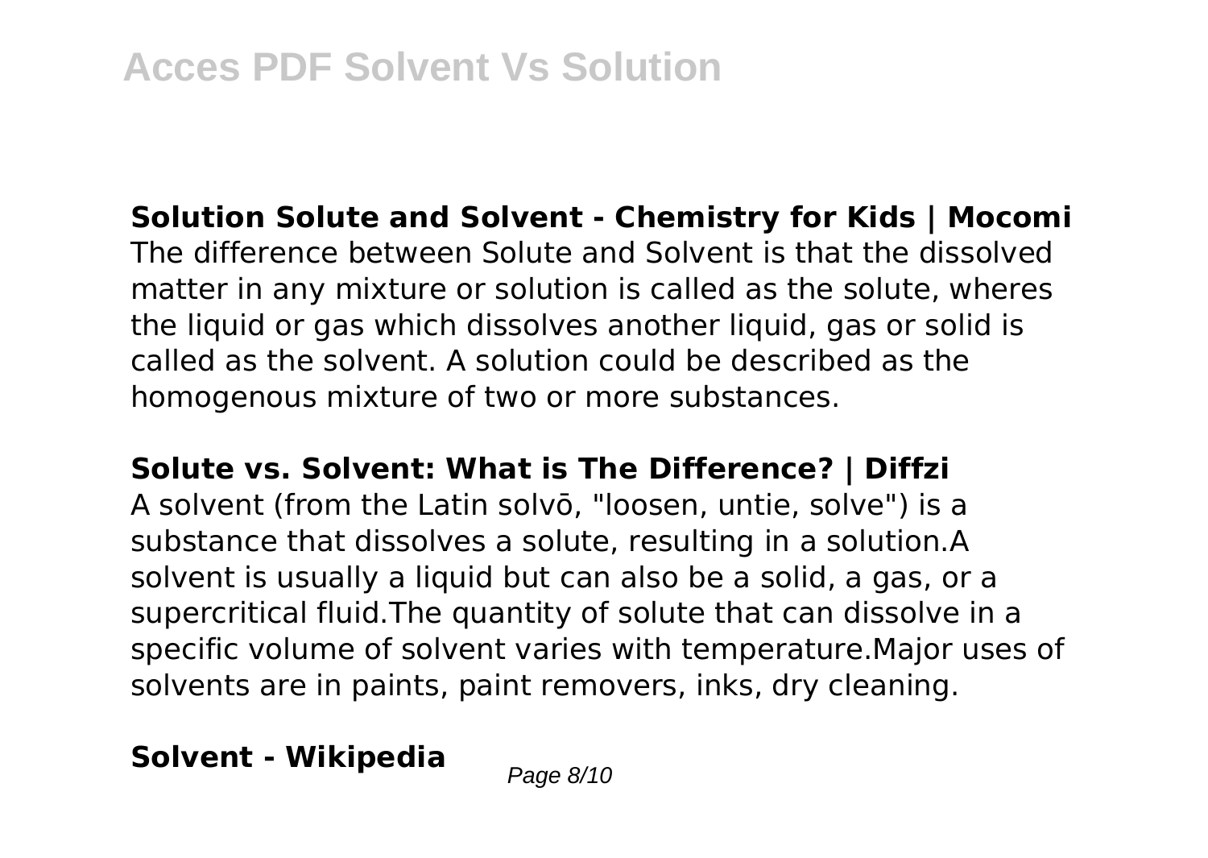**Solution Solute and Solvent - Chemistry for Kids | Mocomi**

The difference between Solute and Solvent is that the dissolved matter in any mixture or solution is called as the solute, wheres the liquid or gas which dissolves another liquid, gas or solid is called as the solvent. A solution could be described as the homogenous mixture of two or more substances.

**Solute vs. Solvent: What is The Difference? | Diffzi**

A solvent (from the Latin solvō, "loosen, untie, solve") is a substance that dissolves a solute, resulting in a solution.A solvent is usually a liquid but can also be a solid, a gas, or a supercritical fluid.The quantity of solute that can dissolve in a specific volume of solvent varies with temperature.Major uses of solvents are in paints, paint removers, inks, dry cleaning.

**Solvent - Wikipedia**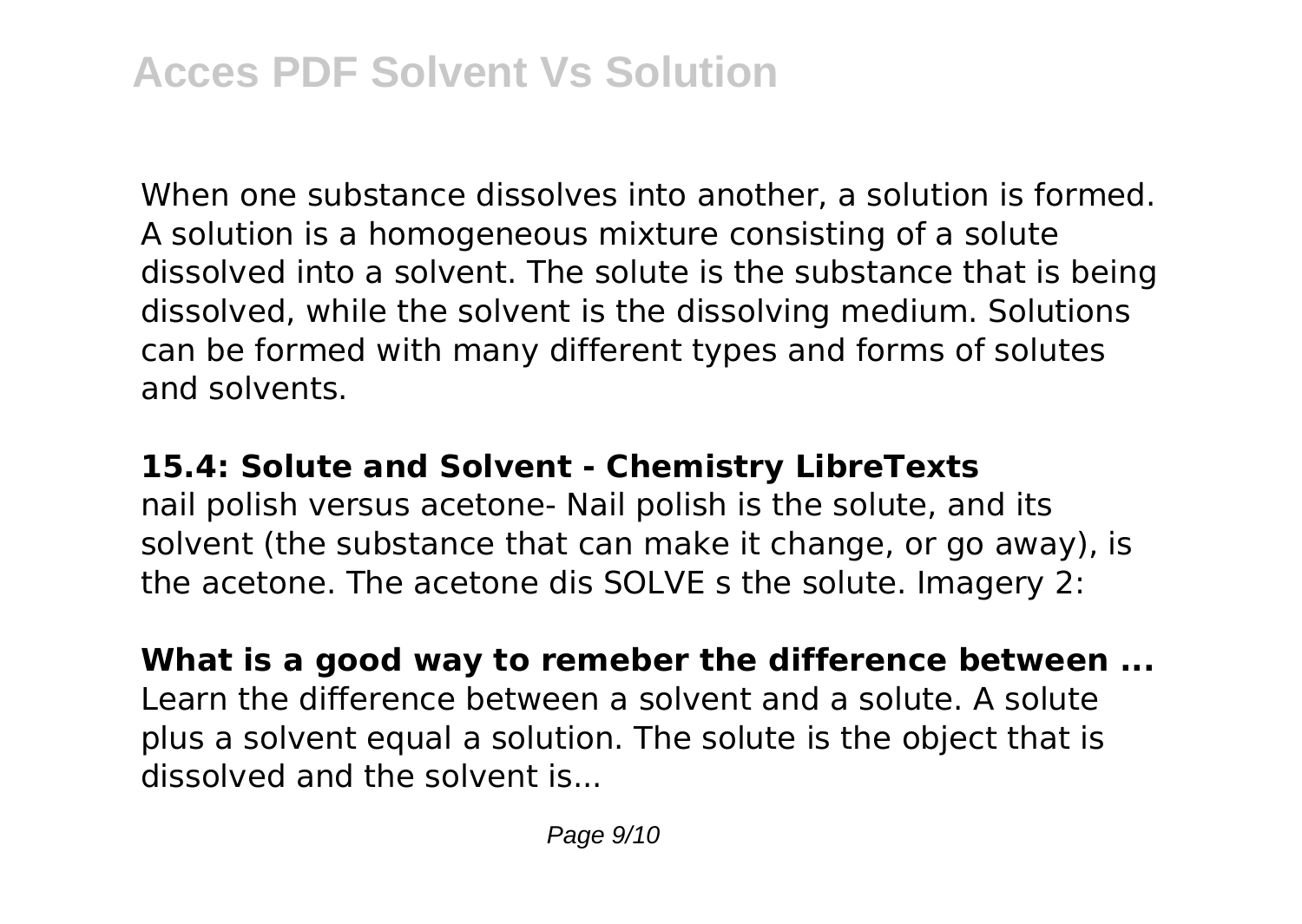When one substance dissolves into another, a solution is formed. A solution is a homogeneous mixture consisting of a solute dissolved into a solvent. The solute is the substance that is being dissolved, while the solvent is the dissolving medium. Solutions can be formed with many different types and forms of solutes and solvents.

**15.4: Solute and Solvent - Chemistry LibreTexts**

nail polish versus acetone- Nail polish is the solute, and its solvent (the substance that can make it change, or go away), is the acetone. The acetone dis SOLVE s the solute. Imagery 2:

**What is a good way to remeber the difference between ...**

Learn the difference between a solvent and a solute. A solute plus a solvent equal a solution. The solute is the object that is dissolved and the solvent is...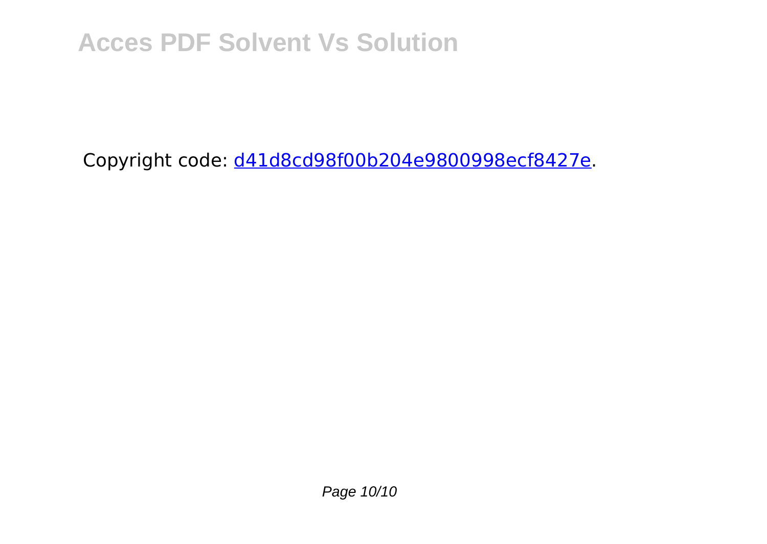Copyright code: d41d8cd98f00b204e9800998ecf8427e.